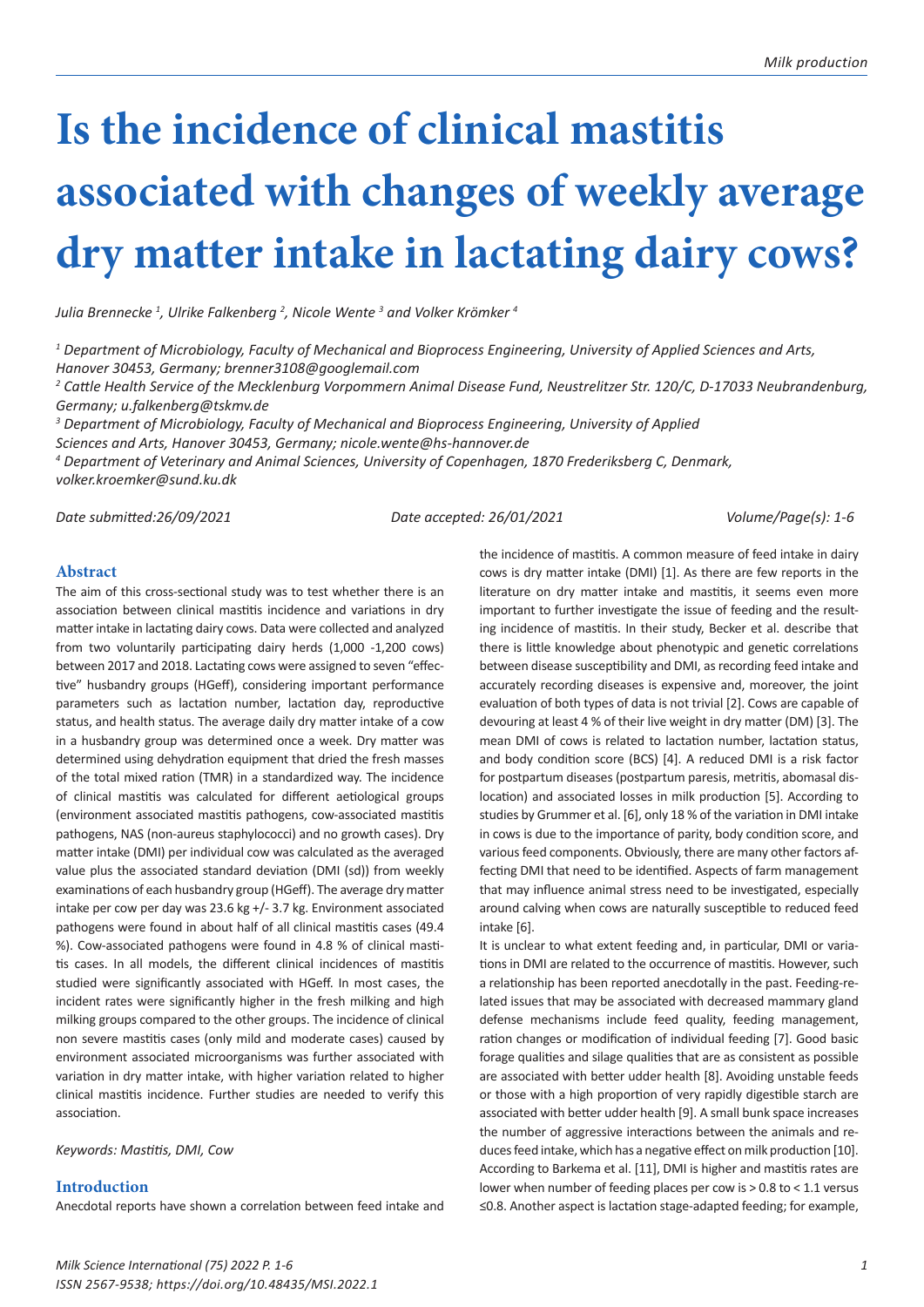# Is the incidence of clinical mastitis associated with changes of weekly average dry matter intake in lactating dairy cows?

*Julia Brennecke [1], Ulrike Falkenberg [2], Nicole Wente [3] and Volker Krömker [4]*

*[1] Department of Microbiology, Faculty of Mechanical and Bioprocess Engineering, University of Applied Sciences and Arts, Hanover 30453, Germany; brenner3108@googlemail.com*
*[2] Cattle Health Service of the Mecklenburg Vorpommern Animal Disease Fund, Neustrelitzer Str. 120/C, D-17033 Neubrandenburg, Germany; u.falkenberg@tskmv.de*
*[3] Department of Microbiology, Faculty of Mechanical and Bioprocess Engineering, University of Applied Sciences and Arts, Hanover 30453, Germany; nicole.wente@hs-hannover.de*
*[4] Department of Veterinary and Animal Sciences, University of Copenhagen, 1870 Frederiksberg C, Denmark, volker.kroemker@sund.ku.dk*

*Date submitted:26/09/2021* *Date accepted: 26/01/2021* *Volume/Page(s): 1-6*

## Abstract

The aim of this cross-sectional study was to test whether there is an association between clinical mastitis incidence and variations in dry matter intake in lactating dairy cows. Data were collected and analyzed from two voluntarily participating dairy herds (1,000 -1,200 cows) between 2017 and 2018. Lactating cows were assigned to seven "effective" husbandry groups (HGeff), considering important performance parameters such as lactation number, lactation day, reproductive status, and health status. The average daily dry matter intake of a cow in a husbandry group was determined once a week. Dry matter was determined using dehydration equipment that dried the fresh masses of the total mixed ration (TMR) in a standardized way. The incidence of clinical mastitis was calculated for different aetiological groups (environment associated mastitis pathogens, cow-associated mastitis pathogens, NAS (non-aureus staphylococci) and no growth cases). Dry matter intake (DMI) per individual cow was calculated as the averaged value plus the associated standard deviation (DMI (sd)) from weekly examinations of each husbandry group (HGeff). The average dry matter intake per cow per day was 23.6 kg +/- 3.7 kg. Environment associated pathogens were found in about half of all clinical mastitis cases (49.4 %). Cow-associated pathogens were found in 4.8 % of clinical mastitis cases. In all models, the different clinical incidences of mastitis studied were significantly associated with HGeff. In most cases, the incident rates were significantly higher in the fresh milking and high milking groups compared to the other groups. The incidence of clinical non severe mastitis cases (only mild and moderate cases) caused by environment associated microorganisms was further associated with variation in dry matter intake, with higher variation related to higher clinical mastitis incidence. Further studies are needed to verify this association.

*Keywords: Mastitis, DMI, Cow*

## Introduction

Anecdotal reports have shown a correlation between feed intake and the incidence of mastitis. A common measure of feed intake in dairy cows is dry matter intake (DMI) [1]. As there are few reports in the literature on dry matter intake and mastitis, it seems even more important to further investigate the issue of feeding and the resulting incidence of mastitis. In their study, Becker et al. describe that there is little knowledge about phenotypic and genetic correlations between disease susceptibility and DMI, as recording feed intake and accurately recording diseases is expensive and, moreover, the joint evaluation of both types of data is not trivial [2]. Cows are capable of devouring at least 4 % of their live weight in dry matter (DM) [3]. The mean DMI of cows is related to lactation number, lactation status, and body condition score (BCS) [4]. A reduced DMI is a risk factor for postpartum diseases (postpartum paresis, metritis, abomasal dislocation) and associated losses in milk production [5]. According to studies by Grummer et al. [6], only 18 % of the variation in DMI intake in cows is due to the importance of parity, body condition score, and various feed components. Obviously, there are many other factors affecting DMI that need to be identified. Aspects of farm management that may influence animal stress need to be investigated, especially around calving when cows are naturally susceptible to reduced feed intake [6].

It is unclear to what extent feeding and, in particular, DMI or variations in DMI are related to the occurrence of mastitis. However, such a relationship has been reported anecdotally in the past. Feeding-related issues that may be associated with decreased mammary gland defense mechanisms include feed quality, feeding management, ration changes or modification of individual feeding [7]. Good basic forage qualities and silage qualities that are as consistent as possible are associated with better udder health [8]. Avoiding unstable feeds or those with a high proportion of very rapidly digestible starch are associated with better udder health [9]. A small bunk space increases the number of aggressive interactions between the animals and reduces feed intake, which has a negative effect on milk production [10]. According to Barkema et al. [11], DMI is higher and mastitis rates are lower when number of feeding places per cow is > 0.8 to < 1.1 versus ≤0.8. Another aspect is lactation stage-adapted feeding; for example,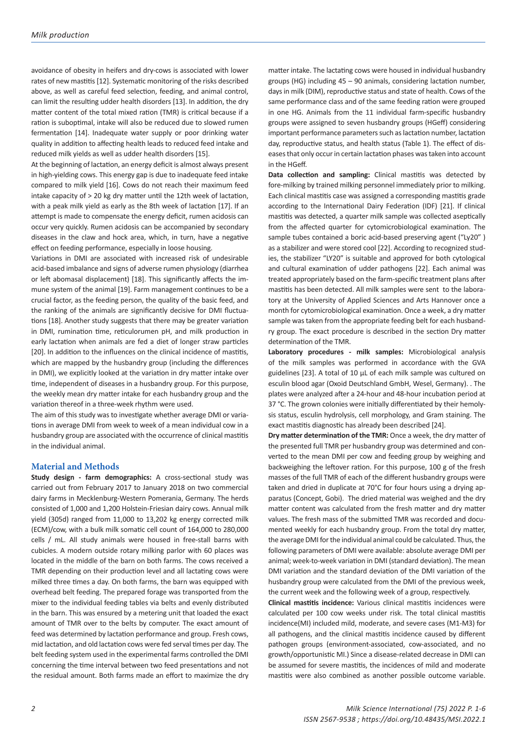avoidance of obesity in heifers and dry-cows is associated with lower rates of new mastitis [12]. Systematic monitoring of the risks described above, as well as careful feed selection, feeding, and animal control, can limit the resulting udder health disorders [13]. In addition, the dry matter content of the total mixed ration (TMR) is critical because if a ration is suboptimal, intake will also be reduced due to slowed rumen fermentation [14]. Inadequate water supply or poor drinking water quality in addition to affecting health leads to reduced feed intake and reduced milk yields as well as udder health disorders [15].

At the beginning of lactation, an energy deficit is almost always present in high-yielding cows. This energy gap is due to inadequate feed intake compared to milk yield [16]. Cows do not reach their maximum feed intake capacity of > 20 kg dry matter until the 12th week of lactation, with a peak milk yield as early as the 8th week of lactation [17]. If an attempt is made to compensate the energy deficit, rumen acidosis can occur very quickly. Rumen acidosis can be accompanied by secondary diseases in the claw and hock area, which, in turn, have a negative effect on feeding performance, especially in loose housing.

Variations in DMI are associated with increased risk of undesirable acid-based imbalance and signs of adverse rumen physiology (diarrhea or left abomasal displacement) [18]. This significantly affects the immune system of the animal [19]. Farm management continues to be a crucial factor, as the feeding person, the quality of the basic feed, and the ranking of the animals are significantly decisive for DMI fluctuations [18]. Another study suggests that there may be greater variation in DMI, rumination time, reticulorumen pH, and milk production in early lactation when animals are fed a diet of longer straw particles [20]. In addition to the influences on the clinical incidence of mastitis, which are mapped by the husbandry group (including the differences in DMI), we explicitly looked at the variation in dry matter intake over time, independent of diseases in a husbandry group. For this purpose, the weekly mean dry matter intake for each husbandry group and the variation thereof in a three-week rhythm were used.

The aim of this study was to investigate whether average DMI or variations in average DMI from week to week of a mean individual cow in a husbandry group are associated with the occurrence of clinical mastitis in the individual animal.

## Material and Methods

**Study design - farm demographics:** A cross-sectional study was carried out from February 2017 to January 2018 on two commercial dairy farms in Mecklenburg-Western Pomerania, Germany. The herds consisted of 1,000 and 1,200 Holstein-Friesian dairy cows. Annual milk yield (305d) ranged from 11,000 to 13,202 kg energy corrected milk (ECM)/cow, with a bulk milk somatic cell count of 164,000 to 280,000 cells / mL. All study animals were housed in free-stall barns with cubicles. A modern outside rotary milking parlor with 60 places was located in the middle of the barn on both farms. The cows received a TMR depending on their production level and all lactating cows were milked three times a day. On both farms, the barn was equipped with overhead belt feeding. The prepared forage was transported from the mixer to the individual feeding tables via belts and evenly distributed in the barn. This was ensured by a metering unit that loaded the exact amount of TMR over to the belts by computer. The exact amount of feed was determined by lactation performance and group. Fresh cows, mid lactation, and old lactation cows were fed serval times per day. The belt feeding system used in the experimental farms controlled the DMI concerning the time interval between two feed presentations and not the residual amount. Both farms made an effort to maximize the dry matter intake. The lactating cows were housed in individual husbandry groups (HG) including 45 – 90 animals, considering lactation number, days in milk (DIM), reproductive status and state of health. Cows of the same performance class and of the same feeding ration were grouped in one HG. Animals from the 11 individual farm-specific husbandry groups were assigned to seven husbandry groups (HGeff) considering important performance parameters such as lactation number, lactation day, reproductive status, and health status (Table 1). The effect of diseases that only occur in certain lactation phases was taken into account in the HGeff.

**Data collection and sampling:** Clinical mastitis was detected by fore-milking by trained milking personnel immediately prior to milking. Each clinical mastitis case was assigned a corresponding mastitis grade according to the International Dairy Federation (IDF) [21]. If clinical mastitis was detected, a quarter milk sample was collected aseptically from the affected quarter for cytomicrobiological examination. The sample tubes contained a boric acid-based preserving agent ("Ly20" ) as a stabilizer and were stored cool [22]. According to recognized studies, the stabilizer "LY20" is suitable and approved for both cytological and cultural examination of udder pathogens [22]. Each animal was treated appropriately based on the farm-specific treatment plans after mastitis has been detected. All milk samples were sent to the laboratory at the University of Applied Sciences and Arts Hannover once a month for cytomicrobiological examination. Once a week, a dry matter sample was taken from the appropriate feeding belt for each husbandry group. The exact procedure is described in the section Dry matter determination of the TMR.

**Laboratory procedures - milk samples:** Microbiological analysis of the milk samples was performed in accordance with the GVA guidelines [23]. A total of 10 µL of each milk sample was cultured on esculin blood agar (Oxoid Deutschland GmbH, Wesel, Germany). . The plates were analyzed after a 24-hour and 48-hour incubation period at 37 °C. The grown colonies were initially differentiated by their hemolysis status, esculin hydrolysis, cell morphology, and Gram staining. The exact mastitis diagnostic has already been described [24].

**Dry matter determination of the TMR:** Once a week, the dry matter of the presented full TMR per husbandry group was determined and converted to the mean DMI per cow and feeding group by weighing and backweighing the leftover ration. For this purpose, 100 g of the fresh masses of the full TMR of each of the different husbandry groups were taken and dried in duplicate at 70°C for four hours using a drying apparatus (Concept, Gobi). The dried material was weighed and the dry matter content was calculated from the fresh matter and dry matter values. The fresh mass of the submitted TMR was recorded and documented weekly for each husbandry group. From the total dry matter, the average DMI for the individual animal could be calculated. Thus, the following parameters of DMI were available: absolute average DMI per animal; week-to-week variation in DMI (standard deviation). The mean DMI variation and the standard deviation of the DMI variation of the husbandry group were calculated from the DMI of the previous week, the current week and the following week of a group, respectively.

**Clinical mastitis incidence:** Various clinical mastitis incidences were calculated per 100 cow weeks under risk. The total clinical mastitis incidence(MI) included mild, moderate, and severe cases (M1-M3) for all pathogens, and the clinical mastitis incidence caused by different pathogen groups (environment-associated, cow-associated, and no growth/opportunistic MI.) Since a disease-related decrease in DMI can be assumed for severe mastitis, the incidences of mild and moderate mastitis were also combined as another possible outcome variable.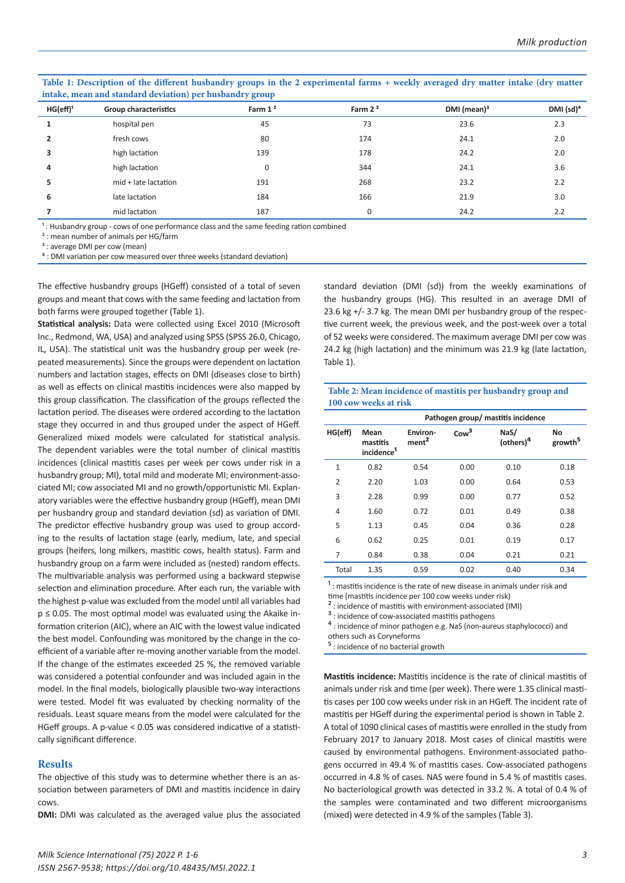**Table 1: Description of the different husbandry groups in the 2 experimental farms + weekly averaged dry matter intake (dry matter intake, mean and standard deviation) per husbandry group**

| HG(eff)[1] | Group characteristics | Farm 1 [2] | Farm 2 [2] | DMI (mean)[3] | DMI (sd)[4] |
|---|---|---|---|---|---|
| 1 | hospital pen | 45 | 73 | 23.6 | 2.3 |
| 2 | fresh cows | 80 | 174 | 24.1 | 2.0 |
| 3 | high lactation | 139 | 178 | 24.2 | 2.0 |
| 4 | high lactation | 0 | 344 | 24.1 | 3.6 |
| 5 | mid + late lactation | 191 | 268 | 23.2 | 2.2 |
| 6 | late lactation | 184 | 166 | 21.9 | 3.0 |
| 7 | mid lactation | 187 | 0 | 24.2 | 2.2 |

[1] : Husbandry group - cows of one performance class and the same feeding ration combined
[2] : mean number of animals per HG/farm
[3] : average DMI per cow (mean)
[4] : DMI variation per cow measured over three weeks (standard deviation)

The effective husbandry groups (HGeff) consisted of a total of seven groups and meant that cows with the same feeding and lactation from both farms were grouped together (Table 1).

**Statistical analysis:** Data were collected using Excel 2010 (Microsoft Inc., Redmond, WA, USA) and analyzed using SPSS (SPSS 26.0, Chicago, IL, USA). The statistical unit was the husbandry group per week (repeated measurements). Since the groups were dependent on lactation numbers and lactation stages, effects on DMI (diseases close to birth) as well as effects on clinical mastitis incidences were also mapped by this group classification. The classification of the groups reflected the lactation period. The diseases were ordered according to the lactation stage they occurred in and thus grouped under the aspect of HGeff. Generalized mixed models were calculated for statistical analysis. The dependent variables were the total number of clinical mastitis incidences (clinical mastitis cases per week per cows under risk in a husbandry group; MI), total mild and moderate MI; environment-associated MI; cow associated MI and no growth/opportunistic MI. Explanatory variables were the effective husbandry group (HGeff), mean DMI per husbandry group and standard deviation (sd) as variation of DMI. The predictor effective husbandry group was used to group according to the results of lactation stage (early, medium, late, and special groups (heifers, long milkers, mastitic cows, health status). Farm and husbandry group on a farm were included as (nested) random effects. The multivariable analysis was performed using a backward stepwise selection and elimination procedure. After each run, the variable with the highest p-value was excluded from the model until all variables had $p \leq 0.05$. The most optimal model was evaluated using the Akaike information criterion (AIC), where an AIC with the lowest value indicated the best model. Confounding was monitored by the change in the coefficient of a variable after re-moving another variable from the model. If the change of the estimates exceeded 25 %, the removed variable was considered a potential confounder and was included again in the model. In the final models, biologically plausible two-way interactions were tested. Model fit was evaluated by checking normality of the residuals. Least square means from the model were calculated for the HGeff groups. A p-value < 0.05 was considered indicative of a statistically significant difference.

## Results

The objective of this study was to determine whether there is an association between parameters of DMI and mastitis incidence in dairy cows.

**DMI:** DMI was calculated as the averaged value plus the associated standard deviation (DMI (sd)) from the weekly examinations of the husbandry groups (HG). This resulted in an average DMI of 23.6 kg +/- 3.7 kg. The mean DMI per husbandry group of the respective current week, the previous week, and the post-week over a total of 52 weeks were considered. The maximum average DMI per cow was 24.2 kg (high lactation) and the minimum was 21.9 kg (late lactation, Table 1).

**Table 2: Mean incidence of mastitis per husbandry group and 100 cow weeks at risk**

| HG(eff) | Pathogen group/ mastitis incidence | | | | |
|---|---|---|---|---|---|
| | Mean mastitis incidence[1] | Environment[2] | Cow[3] | NaS/ (others)[4] | No growth[5] |
| 1 | 0.82 | 0.54 | 0.00 | 0.10 | 0.18 |
| 2 | 2.20 | 1.03 | 0.00 | 0.64 | 0.53 |
| 3 | 2.28 | 0.99 | 0.00 | 0.77 | 0.52 |
| 4 | 1.60 | 0.72 | 0.01 | 0.49 | 0.38 |
| 5 | 1.13 | 0.45 | 0.04 | 0.36 | 0.28 |
| 6 | 0.62 | 0.25 | 0.01 | 0.19 | 0.17 |
| 7 | 0.84 | 0.38 | 0.04 | 0.21 | 0.21 |
| Total | 1.35 | 0.59 | 0.02 | 0.40 | 0.34 |

[1] : mastitis incidence is the rate of new disease in animals under risk and time (mastitis incidence per 100 cow weeks under risk)
[2] : incidence of mastitis with environment-associated (IMI)
[3] : incidence of cow-associated mastitis pathogens
[4] : incidence of minor pathogen e.g. NaS (non-aureus staphylococci) and others such as Coryneforms
[5] : incidence of no bacterial growth

**Mastitis incidence:** Mastitis incidence is the rate of clinical mastitis of animals under risk and time (per week). There were 1.35 clinical mastitis cases per 100 cow weeks under risk in an HGeff. The incident rate of mastitis per HGeff during the experimental period is shown in Table 2. A total of 1090 clinical cases of mastitis were enrolled in the study from February 2017 to January 2018. Most cases of clinical mastitis were caused by environmental pathogens. Environment-associated pathogens occurred in 49.4 % of mastitis cases. Cow-associated pathogens occurred in 4.8 % of cases. NAS were found in 5.4 % of mastitis cases. No bacteriological growth was detected in 33.2 %. A total of 0.4 % of the samples were contaminated and two different microorganisms (mixed) were detected in 4.9 % of the samples (Table 3).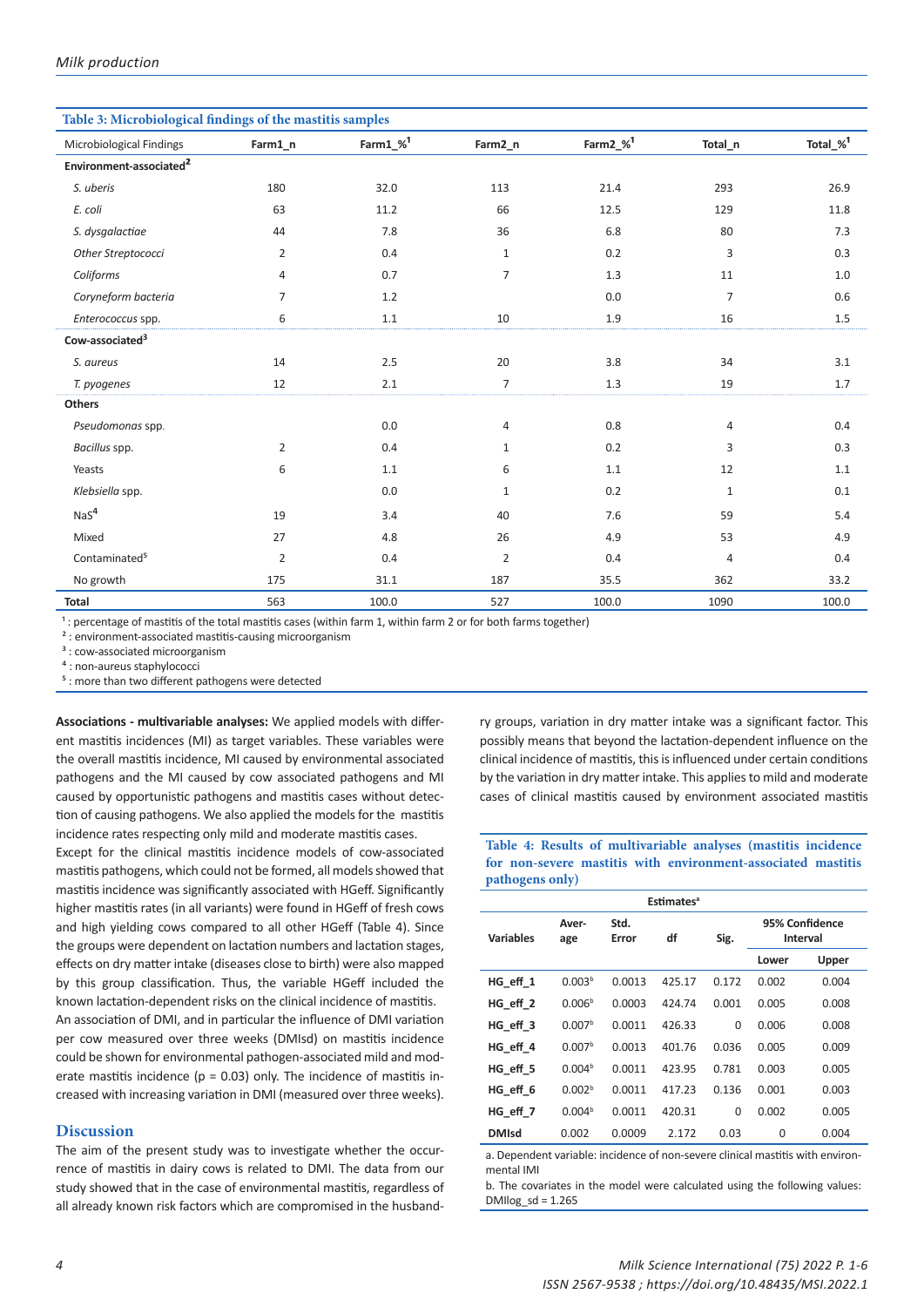**Table 3: Microbiological findings of the mastitis samples**

| Microbiological Findings | Farm1_n | Farm1_%[1] | Farm2_n | Farm2_%[1] | Total_n | Total_%[1] |
|---|---|---|---|---|---|---|
| **Environment-associated[2]** | | | | | | |
| *S. uberis* | 180 | 32.0 | 113 | 21.4 | 293 | 26.9 |
| *E. coli* | 63 | 11.2 | 66 | 12.5 | 129 | 11.8 |
| *S. dysgalactiae* | 44 | 7.8 | 36 | 6.8 | 80 | 7.3 |
| *Other Streptococci* | 2 | 0.4 | 1 | 0.2 | 3 | 0.3 |
| *Coliforms* | 4 | 0.7 | 7 | 1.3 | 11 | 1.0 |
| *Coryneform bacteria* | 7 | 1.2 | | 0.0 | 7 | 0.6 |
| *Enterococcus* spp. | 6 | 1.1 | 10 | 1.9 | 16 | 1.5 |
| **Cow-associated[3]** | | | | | | |
| *S. aureus* | 14 | 2.5 | 20 | 3.8 | 34 | 3.1 |
| *T. pyogenes* | 12 | 2.1 | 7 | 1.3 | 19 | 1.7 |
| **Others** | | | | | | |
| *Pseudomonas* spp. | | 0.0 | 4 | 0.8 | 4 | 0.4 |
| *Bacillus* spp. | 2 | 0.4 | 1 | 0.2 | 3 | 0.3 |
| Yeasts | 6 | 1.1 | 6 | 1.1 | 12 | 1.1 |
| *Klebsiella* spp. | | 0.0 | 1 | 0.2 | 1 | 0.1 |
| NaS[4] | 19 | 3.4 | 40 | 7.6 | 59 | 5.4 |
| Mixed | 27 | 4.8 | 26 | 4.9 | 53 | 4.9 |
| Contaminated[5] | 2 | 0.4 | 2 | 0.4 | 4 | 0.4 |
| No growth | 175 | 31.1 | 187 | 35.5 | 362 | 33.2 |
| **Total** | 563 | 100.0 | 527 | 100.0 | 1090 | 100.0 |

[1] : percentage of mastitis of the total mastitis cases (within farm 1, within farm 2 or for both farms together)
[2] : environment-associated mastitis-causing microorganism
[3] : cow-associated microorganism
[4] : non-aureus staphylococci
[5] : more than two different pathogens were detected

**Associations - multivariable analyses:** We applied models with different mastitis incidences (MI) as target variables. These variables were the overall mastitis incidence, MI caused by environmental associated pathogens and the MI caused by cow associated pathogens and the MI caused by opportunistic pathogens and mastitis cases without detection of causing pathogens. We also applied the models for the mastitis incidence rates respecting only mild and moderate mastitis cases.

Except for the clinical mastitis incidence models of cow-associated mastitis pathogens, which could not be formed, all models showed that mastitis incidence was significantly associated with HGeff. Significantly higher mastitis rates (in all variants) were found in HGeff of fresh cows and high yielding cows compared to all other HGeff (Table 4). Since the groups were dependent on lactation numbers and lactation stages, effects on dry matter intake (diseases close to birth) were also mapped by this group classification. Thus, the variable HGeff included the known lactation-dependent risks on the clinical incidence of mastitis.

An association of DMI, and in particular the influence of DMI variation per cow measured over three weeks (DMIsd) on mastitis incidence could be shown for environmental pathogen-associated mild and moderate mastitis incidence ($p = 0.03$) only. The incidence of mastitis increased with increasing variation in DMI (measured over three weeks).

## Discussion

The aim of the present study was to investigate whether the occurrence of mastitis in dairy cows is related to DMI. The data from our study showed that in the case of environmental mastitis, regardless of all already known risk factors which are compromised in the husbandry groups, variation in dry matter intake was a significant factor. This possibly means that beyond the lactation-dependent influence on the clinical incidence of mastitis, this is influenced under certain conditions by the variation in dry matter intake. This applies to mild and moderate cases of clinical mastitis caused by environment associated mastitis

**Table 4: Results of multivariable analyses (mastitis incidence for non-severe mastitis with environment-associated mastitis pathogens only)**

| | Estimates[a] | | | | | |
|---|---|---|---|---|---|---|
| Variables | Average | Std. Error | df | Sig. | 95% Confidence Interval | |
| | | | | | Lower | Upper |
| HG_eff_1 | 0.003[b] | 0.0013 | 425.17 | 0.172 | 0.002 | 0.004 |
| HG_eff_2 | 0.006[b] | 0.0003 | 424.74 | 0.001 | 0.005 | 0.008 |
| HG_eff_3 | 0.007[b] | 0.0011 | 426.33 | 0 | 0.006 | 0.008 |
| HG_eff_4 | 0.007[b] | 0.0013 | 401.76 | 0.036 | 0.005 | 0.009 |
| HG_eff_5 | 0.004[b] | 0.0011 | 423.95 | 0.781 | 0.003 | 0.005 |
| HG_eff_6 | 0.002[b] | 0.0011 | 417.23 | 0.136 | 0.001 | 0.003 |
| HG_eff_7 | 0.004[b] | 0.0011 | 420.31 | 0 | 0.002 | 0.005 |
| DMIsd | 0.002 | 0.0009 | 2.172 | 0.03 | 0 | 0.004 |

a. Dependent variable: incidence of non-severe clinical mastitis with environmental IMI

b. The covariates in the model were calculated using the following values: DMIlog_sd = 1.265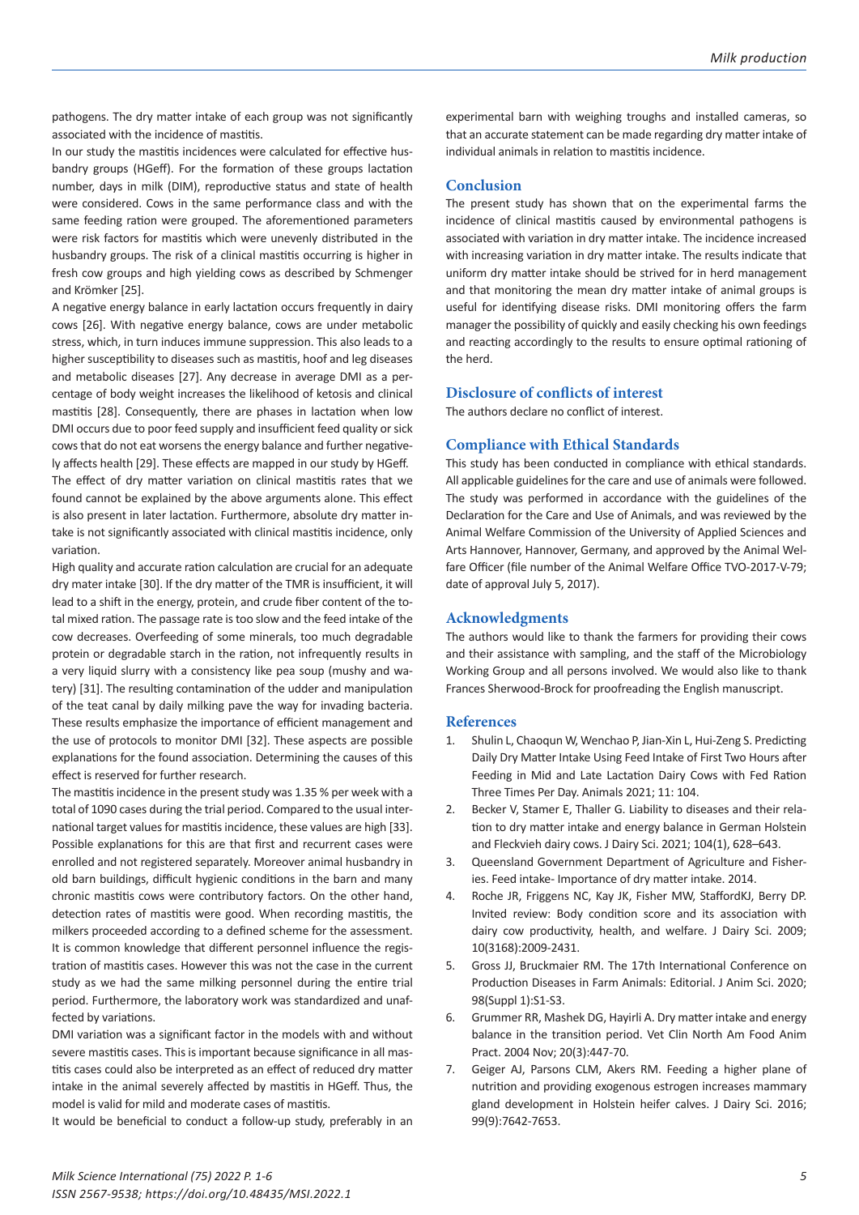pathogens. The dry matter intake of each group was not significantly associated with the incidence of mastitis.

In our study the mastitis incidences were calculated for effective husbandry groups (HGeff). For the formation of these groups lactation number, days in milk (DIM), reproductive status and state of health were considered. Cows in the same performance class and with the same feeding ration were grouped. The aforementioned parameters were risk factors for mastitis which were unevenly distributed in the husbandry groups. The risk of a clinical mastitis occurring is higher in fresh cow groups and high yielding cows as described by Schmenger and Krömker [25].

A negative energy balance in early lactation occurs frequently in dairy cows [26]. With negative energy balance, cows are under metabolic stress, which, in turn induces immune suppression. This also leads to a higher susceptibility to diseases such as mastitis, hoof and leg diseases and metabolic diseases [27]. Any decrease in average DMI as a percentage of body weight increases the likelihood of ketosis and clinical mastitis [28]. Consequently, there are phases in lactation when low DMI occurs due to poor feed supply and insufficient feed quality or sick cows that do not eat worsens the energy balance and further negatively affects health [29]. These effects are mapped in our study by HGeff.

The effect of dry matter variation on clinical mastitis rates that we found cannot be explained by the above arguments alone. This effect is also present in later lactation. Furthermore, absolute dry matter intake is not significantly associated with clinical mastitis incidence, only variation.

High quality and accurate ration calculation are crucial for an adequate dry mater intake [30]. If the dry matter of the TMR is insufficient, it will lead to a shift in the energy, protein, and crude fiber content of the total mixed ration. The passage rate is too slow and the feed intake of the cow decreases. Overfeeding of some minerals, too much degradable protein or degradable starch in the ration, not infrequently results in a very liquid slurry with a consistency like pea soup (mushy and watery) [31]. The resulting contamination of the udder and manipulation of the teat canal by daily milking pave the way for invading bacteria. These results emphasize the importance of efficient management and the use of protocols to monitor DMI [32]. These aspects are possible explanations for the found association. Determining the causes of this effect is reserved for further research.

The mastitis incidence in the present study was 1.35 % per week with a total of 1090 cases during the trial period. Compared to the usual international target values for mastitis incidence, these values are high [33]. Possible explanations for this are that first and recurrent cases were enrolled and not registered separately. Moreover animal husbandry in old barn buildings, difficult hygienic conditions in the barn and many chronic mastitis cows were contributory factors. On the other hand, detection rates of mastitis were good. When recording mastitis, the milkers proceeded according to a defined scheme for the assessment. It is common knowledge that different personnel influence the registration of mastitis cases. However this was not the case in the current study as we had the same milking personnel during the entire trial period. Furthermore, the laboratory work was standardized and unaffected by variations.

DMI variation was a significant factor in the models with and without severe mastitis cases. This is important because significance in all mastitis cases could also be interpreted as an effect of reduced dry matter intake in the animal severely affected by mastitis in HGeff. Thus, the model is valid for mild and moderate cases of mastitis.

It would be beneficial to conduct a follow-up study, preferably in an experimental barn with weighing troughs and installed cameras, so that an accurate statement can be made regarding dry matter intake of individual animals in relation to mastitis incidence.

## Conclusion

The present study has shown that on the experimental farms the incidence of clinical mastitis caused by environmental pathogens is associated with variation in dry matter intake. The incidence increased with increasing variation in dry matter intake. The results indicate that uniform dry matter intake should be strived for in herd management and that monitoring the mean dry matter intake of animal groups is useful for identifying disease risks. DMI monitoring offers the farm manager the possibility of quickly and easily checking his own feedings and reacting accordingly to the results to ensure optimal rationing of the herd.

## Disclosure of conflicts of interest

The authors declare no conflict of interest.

## Compliance with Ethical Standards

This study has been conducted in compliance with ethical standards. All applicable guidelines for the care and use of animals were followed. The study was performed in accordance with the guidelines of the Declaration for the Care and Use of Animals, and was reviewed by the Animal Welfare Commission of the University of Applied Sciences and Arts Hannover, Hannover, Germany, and approved by the Animal Welfare Officer (file number of the Animal Welfare Office TVO-2017-V-79; date of approval July 5, 2017).

## Acknowledgments

The authors would like to thank the farmers for providing their cows and their assistance with sampling, and the staff of the Microbiology Working Group and all persons involved. We would also like to thank Frances Sherwood-Brock for proofreading the English manuscript.

## References

1. Shulin L, Chaoqun W, Wenchao P, Jian-Xin L, Hui-Zeng S. Predicting Daily Dry Matter Intake Using Feed Intake of First Two Hours after Feeding in Mid and Late Lactation Dairy Cows with Fed Ration Three Times Per Day. Animals 2021; 11: 104.
2. Becker V, Stamer E, Thaller G. Liability to diseases and their relation to dry matter intake and energy balance in German Holstein and Fleckvieh dairy cows. J Dairy Sci. 2021; 104(1), 628–643.
3. Queensland Government Department of Agriculture and Fisheries. Feed intake- Importance of dry matter intake. 2014.
4. Roche JR, Friggens NC, Kay JK, Fisher MW, StaffordKJ, Berry DP. Invited review: Body condition score and its association with dairy cow productivity, health, and welfare. J Dairy Sci. 2009; 10(3168):2009-2431.
5. Gross JJ, Bruckmaier RM. The 17th International Conference on Production Diseases in Farm Animals: Editorial. J Anim Sci. 2020; 98(Suppl 1):S1-S3.
6. Grummer RR, Mashek DG, Hayirli A. Dry matter intake and energy balance in the transition period. Vet Clin North Am Food Anim Pract. 2004 Nov; 20(3):447-70.
7. Geiger AJ, Parsons CLM, Akers RM. Feeding a higher plane of nutrition and providing exogenous estrogen increases mammary gland development in Holstein heifer calves. J Dairy Sci. 2016; 99(9):7642-7653.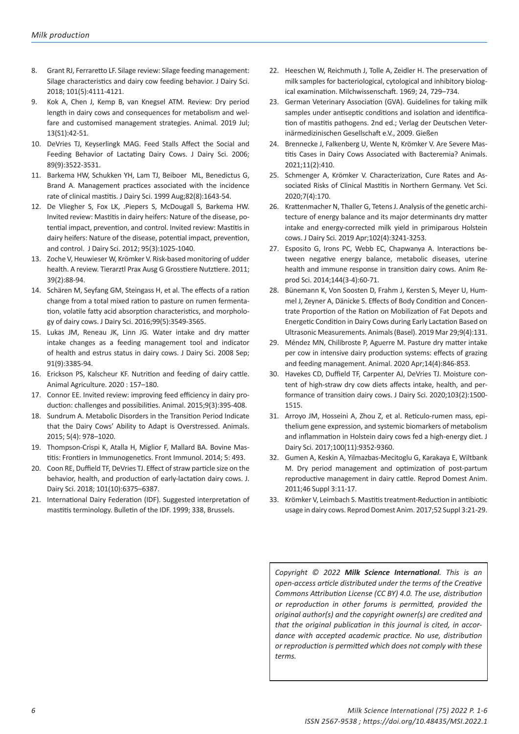8. Grant RJ, Ferraretto LF. Silage review: Silage feeding management: Silage characteristics and dairy cow feeding behavior. J Dairy Sci. 2018; 101(5):4111-4121.
9. Kok A, Chen J, Kemp B, van Knegsel ATM. Review: Dry period length in dairy cows and consequences for metabolism and welfare and customised management strategies. Animal. 2019 Jul; 13(S1):42-51.
10. DeVries TJ, Keyserlingk MAG. Feed Stalls Affect the Social and Feeding Behavior of Lactating Dairy Cows. J Dairy Sci. 2006; 89(9):3522-3531.
11. Barkema HW, Schukken YH, Lam TJ, Beiboer ML, Benedictus G, Brand A. Management practices associated with the incidence rate of clinical mastitis. J Dairy Sci. 1999 Aug;82(8):1643-54.
12. De Vliegher S, Fox LK, .Piepers S, McDougall S, Barkema HW. Invited review: Mastitis in dairy heifers: Nature of the disease, potential impact, prevention, and control. Invited review: Mastitis in dairy heifers: Nature of the disease, potential impact, prevention, and control. J Dairy Sci. 2012; 95(3):1025-1040.
13. Zoche V, Heuwieser W, Krömker V. Risk-based monitoring of udder health. A review. Tierarztl Prax Ausg G Grosstiere Nutztiere. 2011; 39(2):88-94.
14. Schären M, Seyfang GM, Steingass H, et al. The effects of a ration change from a total mixed ration to pasture on rumen fermentation, volatile fatty acid absorption characteristics, and morphology of dairy cows. J Dairy Sci. 2016;99(5):3549-3565.
15. Lukas JM, Reneau JK, Linn JG. Water intake and dry matter intake changes as a feeding management tool and indicator of health and estrus status in dairy cows. J Dairy Sci. 2008 Sep; 91(9):3385-94.
16. Erickson PS, Kalscheur KF. Nutrition and feeding of dairy cattle. Animal Agriculture. 2020 : 157–180.
17. Connor EE. Invited review: improving feed efficiency in dairy production: challenges and possibilities. Animal. 2015;9(3):395-408.
18. Sundrum A. Metabolic Disorders in the Transition Period Indicate that the Dairy Cows' Ability to Adapt is Overstressed. Animals. 2015; 5(4): 978–1020.
19. Thompson-Crispi K, Atalla H, Miglior F, Mallard BA. Bovine Mastitis: Frontiers in Immunogenetics. Front Immunol. 2014; 5: 493.
20. Coon RE, Duffield TF, DeVries TJ. Effect of straw particle size on the behavior, health, and production of early-lactation dairy cows. J. Dairy Sci. 2018; 101(10):6375–6387.
21. International Dairy Federation (IDF). Suggested interpretation of mastitis terminology. Bulletin of the IDF. 1999; 338, Brussels.
22. Heeschen W, Reichmuth J, Tolle A, Zeidler H. The preservation of milk samples for bacteriological, cytological and inhibitory biological examination. Milchwissenschaft. 1969; 24, 729–734.
23. German Veterinary Association (GVA). Guidelines for taking milk samples under antiseptic conditions and isolation and identification of mastitis pathogens. 2nd ed.; Verlag der Deutschen Veterinärmedizinischen Gesellschaft e.V., 2009. Gießen
24. Brennecke J, Falkenberg U, Wente N, Krömker V. Are Severe Mastitis Cases in Dairy Cows Associated with Bacteremia? Animals. 2021;11(2):410.
25. Schmenger A, Krömker V. Characterization, Cure Rates and Associated Risks of Clinical Mastitis in Northern Germany. Vet Sci. 2020;7(4):170.
26. Krattenmacher N, Thaller G, Tetens J. Analysis of the genetic architecture of energy balance and its major determinants dry matter intake and energy-corrected milk yield in primiparous Holstein cows. J Dairy Sci. 2019 Apr;102(4):3241-3253.
27. Esposito G, Irons PC, Webb EC, Chapwanya A. Interactions between negative energy balance, metabolic diseases, uterine health and immune response in transition dairy cows. Anim Reprod Sci. 2014;144(3-4):60-71.
28. Bünemann K, Von Soosten D, Frahm J, Kersten S, Meyer U, Hummel J, Zeyner A, Dänicke S. Effects of Body Condition and Concentrate Proportion of the Ration on Mobilization of Fat Depots and Energetic Condition in Dairy Cows during Early Lactation Based on Ultrasonic Measurements. Animals (Basel). 2019 Mar 29;9(4):131.
29. Méndez MN, Chilibroste P, Aguerre M. Pasture dry matter intake per cow in intensive dairy production systems: effects of grazing and feeding management. Animal. 2020 Apr;14(4):846-853.
30. Havekes CD, Duffield TF, Carpenter AJ, DeVries TJ. Moisture content of high-straw dry cow diets affects intake, health, and performance of transition dairy cows. J Dairy Sci. 2020;103(2):1500-1515.
31. Arroyo JM, Hosseini A, Zhou Z, et al. Reticulo-rumen mass, epithelium gene expression, and systemic biomarkers of metabolism and inflammation in Holstein dairy cows fed a high-energy diet. J Dairy Sci. 2017;100(11):9352-9360.
32. Gumen A, Keskin A, Yilmazbas-Mecitoglu G, Karakaya E, Wiltbank M. Dry period management and optimization of post-partum reproductive management in dairy cattle. Reprod Domest Anim. 2011;46 Suppl 3:11-17.
33. Krömker V, Leimbach S. Mastitis treatment-Reduction in antibiotic usage in dairy cows. Reprod Domest Anim. 2017;52 Suppl 3:21-29.

*Copyright © 2022 **Milk Science International**. This is an open-access article distributed under the terms of the Creative Commons Attribution License (CC BY) 4.0. The use, distribution or reproduction in other forums is permitted, provided the original author(s) and the copyright owner(s) are credited and that the original publication in this journal is cited, in accordance with accepted academic practice. No use, distribution or reproduction is permitted which does not comply with these terms.*